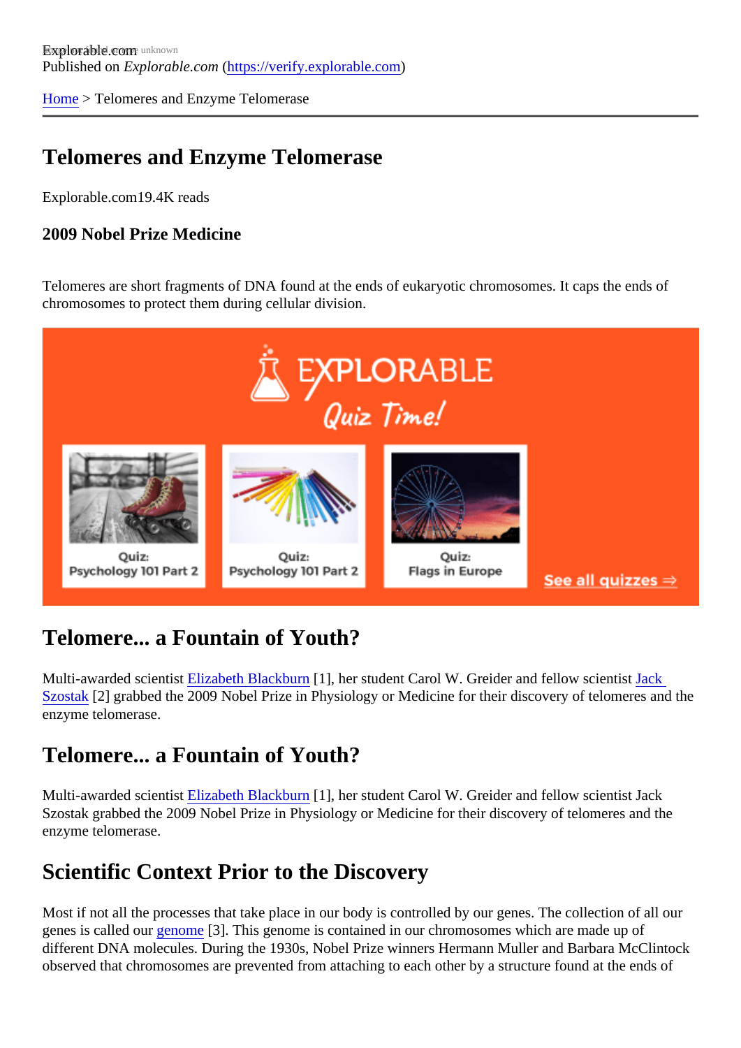Explorable.com
Published on *Explorable.com* (https://verify.explorable.com)

Home > Telomeres and Enzyme Telomerase

# Telomeres and Enzyme Telomerase

Explorable.com19.4K reads

### 2009 Nobel Prize Medicine

Telomeres are short fragments of DNA found at the ends of eukaryotic chromosomes. It caps the ends of chromosomes to protect them during cellular division.

## Telomere... a Fountain of Youth?

Multi-awarded scientist Elizabeth Blackburn [1], her student Carol W. Greider and fellow scientist Jack Szostak [2] grabbed the 2009 Nobel Prize in Physiology or Medicine for their discovery of telomeres and the enzyme telomerase.

## Telomere... a Fountain of Youth?

Multi-awarded scientist Elizabeth Blackburn [1], her student Carol W. Greider and fellow scientist Jack Szostak grabbed the 2009 Nobel Prize in Physiology or Medicine for their discovery of telomeres and the enzyme telomerase.

## Scientific Context Prior to the Discovery

Most if not all the processes that take place in our body is controlled by our genes. The collection of all our genes is called our genome [3]. This genome is contained in our chromosomes which are made up of different DNA molecules. During the 1930s, Nobel Prize winners Hermann Muller and Barbara McClintock observed that chromosomes are prevented from attaching to each other by a structure found at the ends of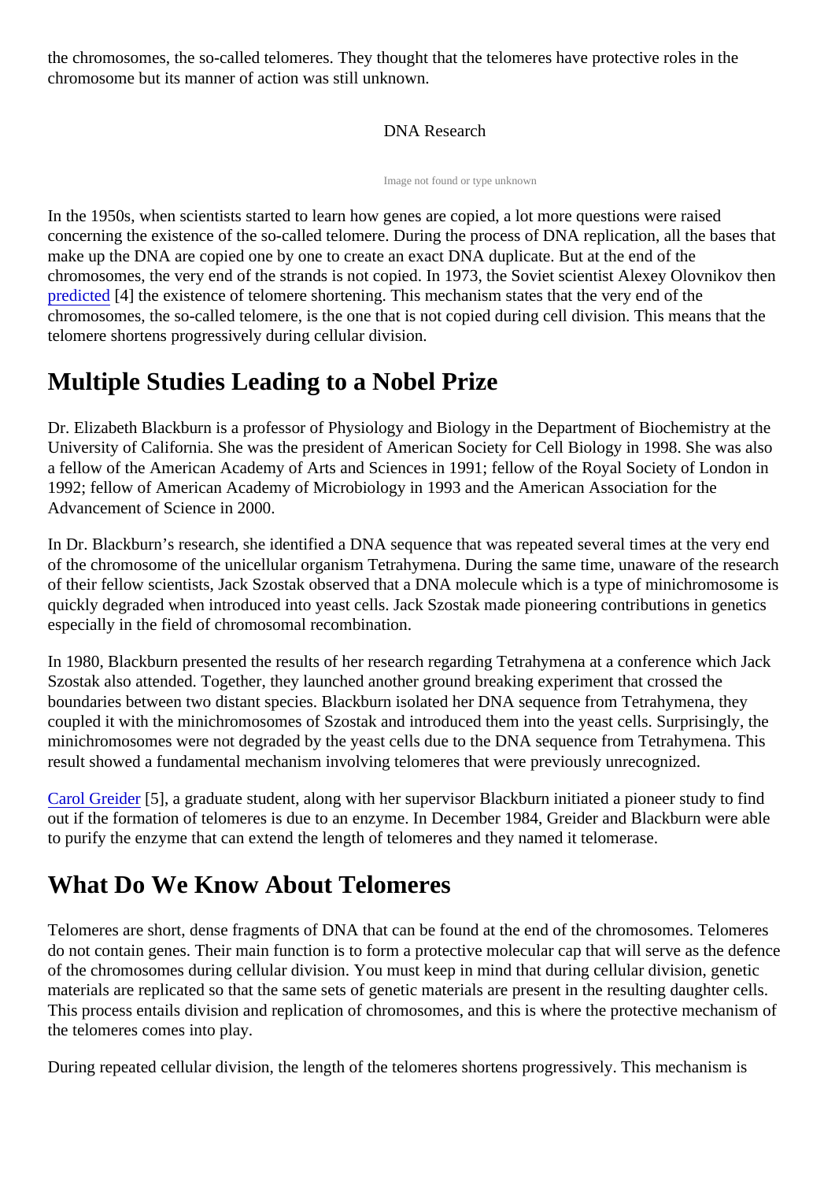the chromosomes, the so-called telomeres. They thought that the telomeres have protective roles in the chromosome but its manner of action was still unknown.

DNA Research

Image not found or type unknown

In the 1950s, when scientists started to learn how genes are copied, a lot more questions were raised concerning the existence of the so-called telomere. During the process of DNA replication, all the bases that make up the DNA are copied one by one to create an exact DNA duplicate. But at the end of the chromosomes, the very end of the strands is not copied. In 1973, the Soviet scientist Alexey Olovnikov then predicted [4] the existence of telomere shortening. This mechanism states that the very end of the chromosomes, the so-called telomere, is the one that is not copied during cell division. This means that the telomere shortens progressively during cellular division.

## Multiple Studies Leading to a Nobel Prize

Dr. Elizabeth Blackburn is a professor of Physiology and Biology in the Department of Biochemistry at the University of California. She was the president of American Society for Cell Biology in 1998. She was also a fellow of the American Academy of Arts and Sciences in 1991; fellow of the Royal Society of London in 1992; fellow of American Academy of Microbiology in 1993 and the American Association for the Advancement of Science in 2000.

In Dr. Blackburn's research, she identified a DNA sequence that was repeated several times at the very end of the chromosome of the unicellular organism Tetrahymena. During the same time, unaware of the research of their fellow scientists, Jack Szostak observed that a DNA molecule which is a type of minichromosome is quickly degraded when introduced into yeast cells. Jack Szostak made pioneering contributions in genetics especially in the field of chromosomal recombination.

In 1980, Blackburn presented the results of her research regarding Tetrahymena at a conference which Jack Szostak also attended. Together, they launched another ground breaking experiment that crossed the boundaries between two distant species. Blackburn isolated her DNA sequence from Tetrahymena, they coupled it with the minichromosomes of Szostak and introduced them into the yeast cells. Surprisingly, the minichromosomes were not degraded by the yeast cells due to the DNA sequence from Tetrahymena. This result showed a fundamental mechanism involving telomeres that were previously unrecognized.

Carol Greider [5], a graduate student, along with her supervisor Blackburn initiated a pioneer study to find out if the formation of telomeres is due to an enzyme. In December 1984, Greider and Blackburn were able to purify the enzyme that can extend the length of telomeres and they named it telomerase.

## What Do We Know About Telomeres

Telomeres are short, dense fragments of DNA that can be found at the end of the chromosomes. Telomeres do not contain genes. Their main function is to form a protective molecular cap that will serve as the defence of the chromosomes during cellular division. You must keep in mind that during cellular division, genetic materials are replicated so that the same sets of genetic materials are present in the resulting daughter cells. This process entails division and replication of chromosomes, and this is where the protective mechanism of the telomeres comes into play.

During repeated cellular division, the length of the telomeres shortens progressively. This mechanism is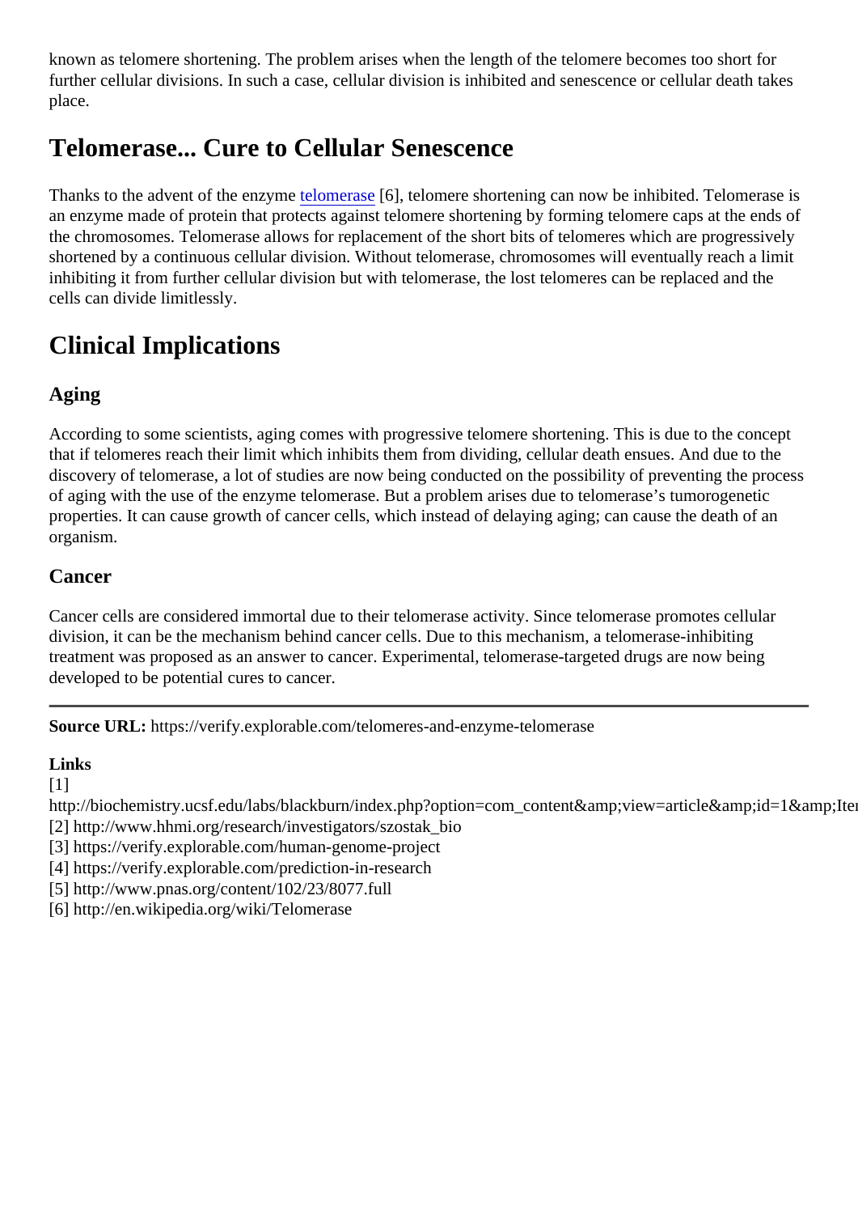known as telomere shortening. The problem arises when the length of the telomere becomes too short for further cellular divisions. In such a case, cellular division is inhibited and senescence or cellular death takes place.

## Telomerase... Cure to Cellular Senescence

Thanks to the advent of the enzyme telomerase [6], telomere shortening can now be inhibited. Telomerase is an enzyme made of protein that protects against telomere shortening by forming telomere caps at the ends of the chromosomes. Telomerase allows for replacement of the short bits of telomeres which are progressively shortened by a continuous cellular division. Without telomerase, chromosomes will eventually reach a limit inhibiting it from further cellular division but with telomerase, the lost telomeres can be replaced and the cells can divide limitlessly.

## Clinical Implications

### Aging

According to some scientists, aging comes with progressive telomere shortening. This is due to the concept that if telomeres reach their limit which inhibits them from dividing, cellular death ensues. And due to the discovery of telomerase, a lot of studies are now being conducted on the possibility of preventing the process of aging with the use of the enzyme telomerase. But a problem arises due to telomerase's tumorogenetic properties. It can cause growth of cancer cells, which instead of delaying aging; can cause the death of an organism.

### Cancer

Cancer cells are considered immortal due to their telomerase activity. Since telomerase promotes cellular division, it can be the mechanism behind cancer cells. Due to this mechanism, a telomerase-inhibiting treatment was proposed as an answer to cancer. Experimental, telomerase-targeted drugs are now being developed to be potential cures to cancer.

---

**Source URL:** https://verify.explorable.com/telomeres-and-enzyme-telomerase

**Links**
[1] http://biochemistry.ucsf.edu/labs/blackburn/index.php?option=com_content&amp;view=article&amp;id=1&amp;Ite
[2] http://www.hhmi.org/research/investigators/szostak_bio
[3] https://verify.explorable.com/human-genome-project
[4] https://verify.explorable.com/prediction-in-research
[5] http://www.pnas.org/content/102/23/8077.full
[6] http://en.wikipedia.org/wiki/Telomerase